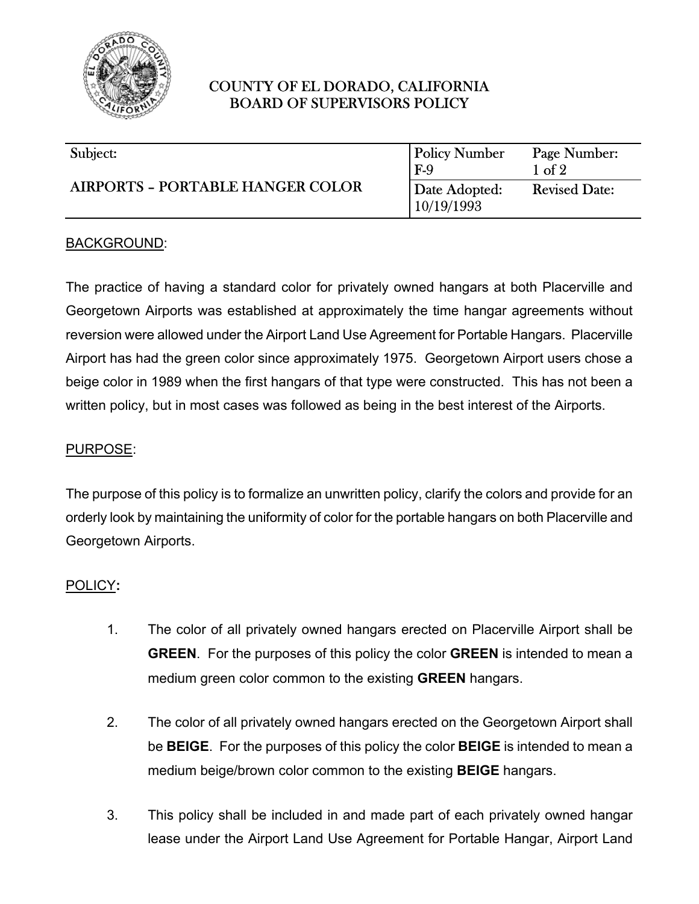# COUNTY OF EL DORADO, CALIFORNIA
## BOARD OF SUPERVISORS POLICY

| Subject: | Policy Number F-9 | Page Number: 1 of 2 |
|---|---|---|
| AIRPORTS – PORTABLE HANGER COLOR | Date Adopted: 10/19/1993 | Revised Date: |

BACKGROUND:

The practice of having a standard color for privately owned hangars at both Placerville and Georgetown Airports was established at approximately the time hangar agreements without reversion were allowed under the Airport Land Use Agreement for Portable Hangars. Placerville Airport has had the green color since approximately 1975. Georgetown Airport users chose a beige color in 1989 when the first hangars of that type were constructed. This has not been a written policy, but in most cases was followed as being in the best interest of the Airports.

PURPOSE:

The purpose of this policy is to formalize an unwritten policy, clarify the colors and provide for an orderly look by maintaining the uniformity of color for the portable hangars on both Placerville and Georgetown Airports.

POLICY**:**

1. The color of all privately owned hangars erected on Placerville Airport shall be **GREEN**. For the purposes of this policy the color **GREEN** is intended to mean a medium green color common to the existing **GREEN** hangars.

2. The color of all privately owned hangars erected on the Georgetown Airport shall be **BEIGE**. For the purposes of this policy the color **BEIGE** is intended to mean a medium beige/brown color common to the existing **BEIGE** hangars.

3. This policy shall be included in and made part of each privately owned hangar lease under the Airport Land Use Agreement for Portable Hangar, Airport Land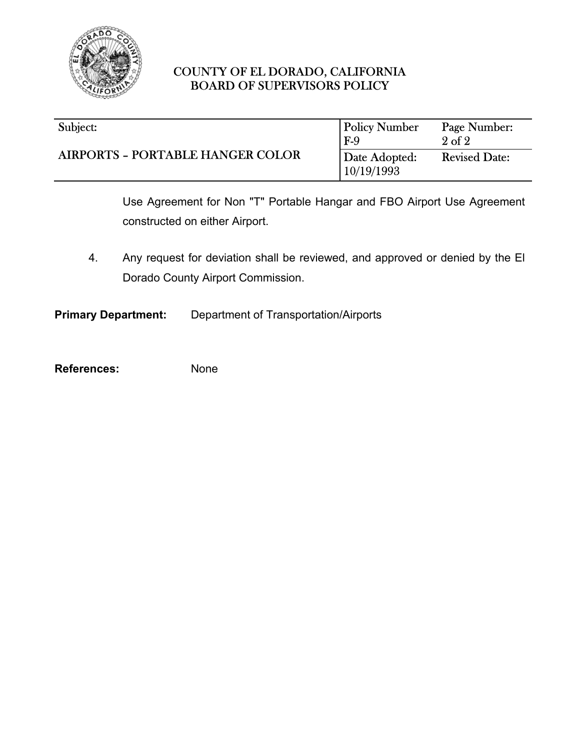Use Agreement for Non "T" Portable Hangar and FBO Airport Use Agreement constructed on either Airport.

4. Any request for deviation shall be reviewed, and approved or denied by the El Dorado County Airport Commission.

**Primary Department:** Department of Transportation/Airports

**References:** None